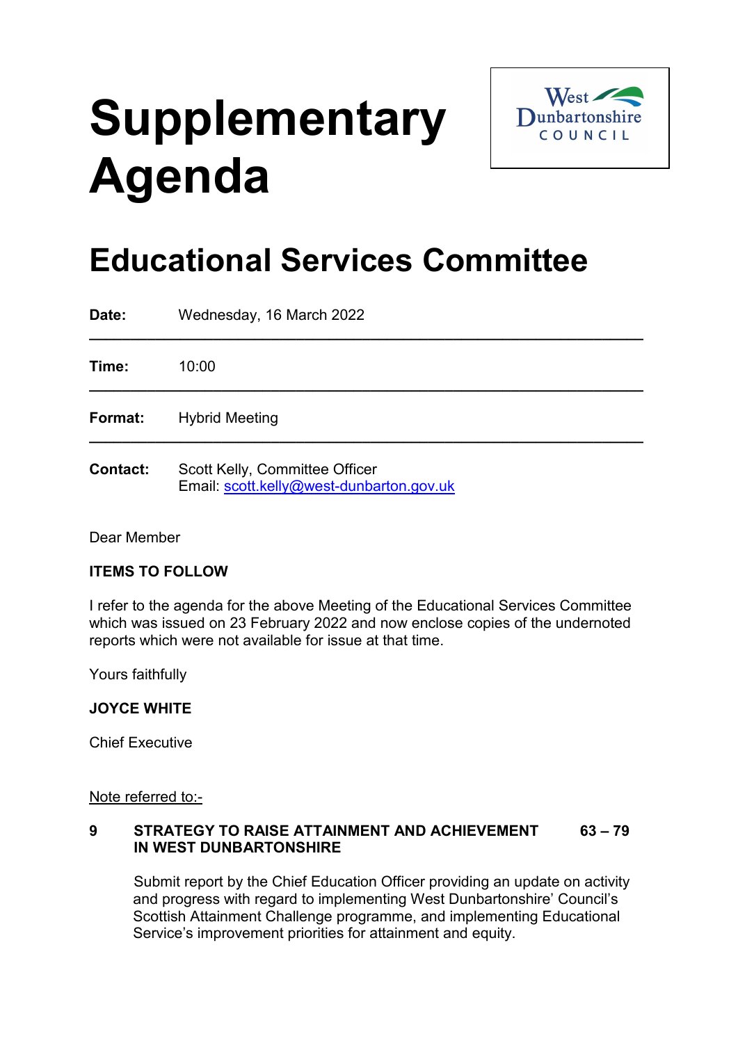# Supplementary Agenda

West Dunbartonshire COUNCIL

## Educational Services Committee

**Date:** Wednesday, 16 March 2022

**Time:** 10:00

**Format:** Hybrid Meeting

**Contact:** Scott Kelly, Committee Officer
Email: scott.kelly@west-dunbarton.gov.uk

Dear Member

**ITEMS TO FOLLOW**

I refer to the agenda for the above Meeting of the Educational Services Committee which was issued on 23 February 2022 and now enclose copies of the undernoted reports which were not available for issue at that time.

Yours faithfully

**JOYCE WHITE**

Chief Executive

Note referred to:-

**9 STRATEGY TO RAISE ATTAINMENT AND ACHIEVEMENT IN WEST DUNBARTONSHIRE** **63 – 79**

Submit report by the Chief Education Officer providing an update on activity and progress with regard to implementing West Dunbartonshire' Council's Scottish Attainment Challenge programme, and implementing Educational Service's improvement priorities for attainment and equity.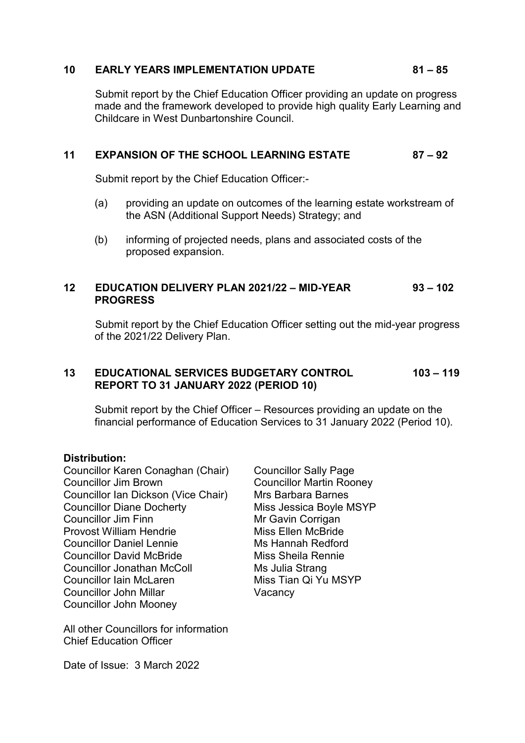**10 EARLY YEARS IMPLEMENTATION UPDATE 81 – 85**

Submit report by the Chief Education Officer providing an update on progress made and the framework developed to provide high quality Early Learning and Childcare in West Dunbartonshire Council.

**11 EXPANSION OF THE SCHOOL LEARNING ESTATE 87 – 92**

Submit report by the Chief Education Officer:-

(a) providing an update on outcomes of the learning estate workstream of the ASN (Additional Support Needs) Strategy; and

(b) informing of projected needs, plans and associated costs of the proposed expansion.

**12 EDUCATION DELIVERY PLAN 2021/22 – MID-YEAR PROGRESS 93 – 102**

Submit report by the Chief Education Officer setting out the mid-year progress of the 2021/22 Delivery Plan.

**13 EDUCATIONAL SERVICES BUDGETARY CONTROL REPORT TO 31 JANUARY 2022 (PERIOD 10) 103 – 119**

Submit report by the Chief Officer – Resources providing an update on the financial performance of Education Services to 31 January 2022 (Period 10).

**Distribution:**

Councillor Karen Conaghan (Chair)
Councillor Jim Brown
Councillor Ian Dickson (Vice Chair)
Councillor Diane Docherty
Councillor Jim Finn
Provost William Hendrie
Councillor Daniel Lennie
Councillor David McBride
Councillor Jonathan McColl
Councillor Iain McLaren
Councillor John Millar
Councillor John Mooney
Councillor Sally Page
Councillor Martin Rooney
Mrs Barbara Barnes
Miss Jessica Boyle MSYP
Mr Gavin Corrigan
Miss Ellen McBride
Ms Hannah Redford
Miss Sheila Rennie
Ms Julia Strang
Miss Tian Qi Yu MSYP
Vacancy

All other Councillors for information
Chief Education Officer

Date of Issue: 3 March 2022